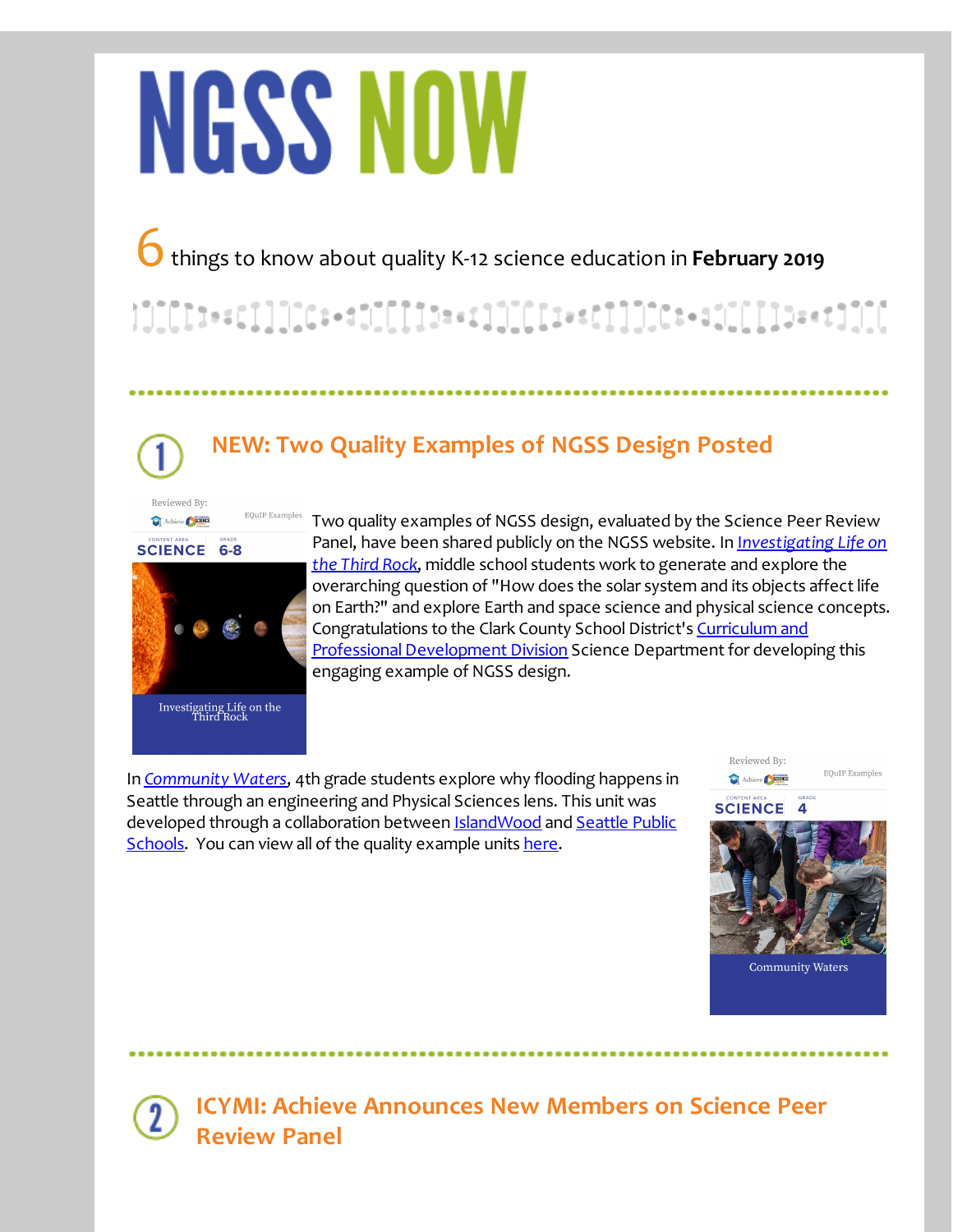# NGSS NOW

6 things to know about quality K-12 science education in **February 2019**

## 1 NEW: Two Quality Examples of NGSS Design Posted

Reviewed By: Achieve NGSS Science EQuIP Examples

CONTENT AREA SCIENCE GRADE 6-8

Investigating Life on the Third Rock

Two quality examples of NGSS design, evaluated by the Science Peer Review Panel, have been shared publicly on the NGSS website. In *Investigating Life on the Third Rock*, middle school students work to generate and explore the overarching question of "How does the solar system and its objects affect life on Earth?" and explore Earth and space science and physical science concepts. Congratulations to the Clark County School District's Curriculum and Professional Development Division Science Department for developing this engaging example of NGSS design.

In *Community Waters*, 4th grade students explore why flooding happens in Seattle through an engineering and Physical Sciences lens. This unit was developed through a collaboration between IslandWood and Seattle Public Schools. You can view all of the quality example units here.

Reviewed By: Achieve NGSS Science EQuIP Examples

CONTENT AREA SCIENCE GRADE 4

Community Waters

## 2 ICYMI: Achieve Announces New Members on Science Peer Review Panel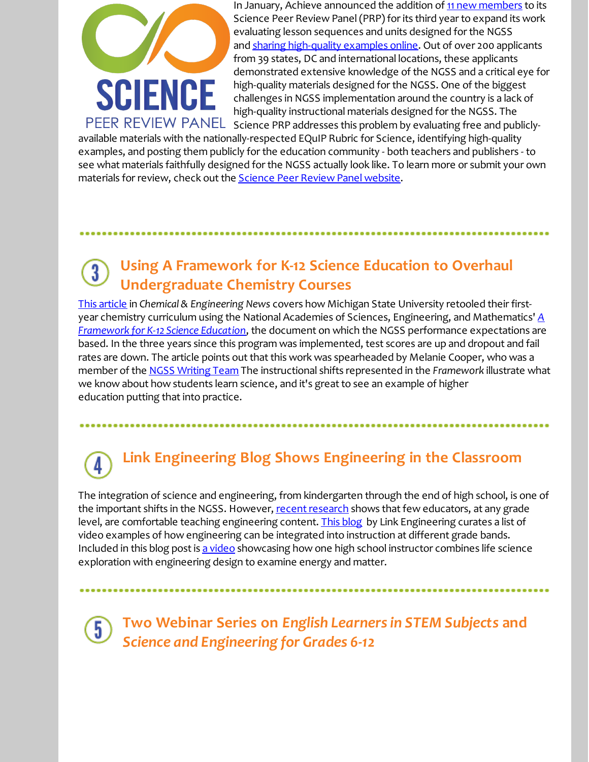In January, Achieve announced the addition of 11 new members to its Science Peer Review Panel (PRP) for its third year to expand its work evaluating lesson sequences and units designed for the NGSS and sharing high-quality examples online. Out of over 200 applicants from 39 states, DC and international locations, these applicants demonstrated extensive knowledge of the NGSS and a critical eye for high-quality materials designed for the NGSS. One of the biggest challenges in NGSS implementation around the country is a lack of high-quality instructional materials designed for the NGSS. The Science PRP addresses this problem by evaluating free and publicly-available materials with the nationally-respected EQuIP Rubric for Science, identifying high-quality examples, and posting them publicly for the education community - both teachers and publishers - to see what materials faithfully designed for the NGSS actually look like. To learn more or submit your own materials for review, check out the Science Peer Review Panel website.

## 3 Using A Framework for K-12 Science Education to Overhaul Undergraduate Chemistry Courses

This article in *Chemical & Engineering News* covers how Michigan State University retooled their first-year chemistry curriculum using the National Academies of Sciences, Engineering, and Mathematics' *A Framework for K-12 Science Education*, the document on which the NGSS performance expectations are based. In the three years since this program was implemented, test scores are up and dropout and fail rates are down. The article points out that this work was spearheaded by Melanie Cooper, who was a member of the NGSS Writing Team The instructional shifts represented in the *Framework* illustrate what we know about how students learn science, and it's great to see an example of higher education putting that into practice.

## 4 Link Engineering Blog Shows Engineering in the Classroom

The integration of science and engineering, from kindergarten through the end of high school, is one of the important shifts in the NGSS. However, recent research shows that few educators, at any grade level, are comfortable teaching engineering content. This blog by Link Engineering curates a list of video examples of how engineering can be integrated into instruction at different grade bands. Included in this blog post is a video showcasing how one high school instructor combines life science exploration with engineering design to examine energy and matter.

## 5 Two Webinar Series on *English Learners in STEM Subjects* and *Science and Engineering for Grades 6-12*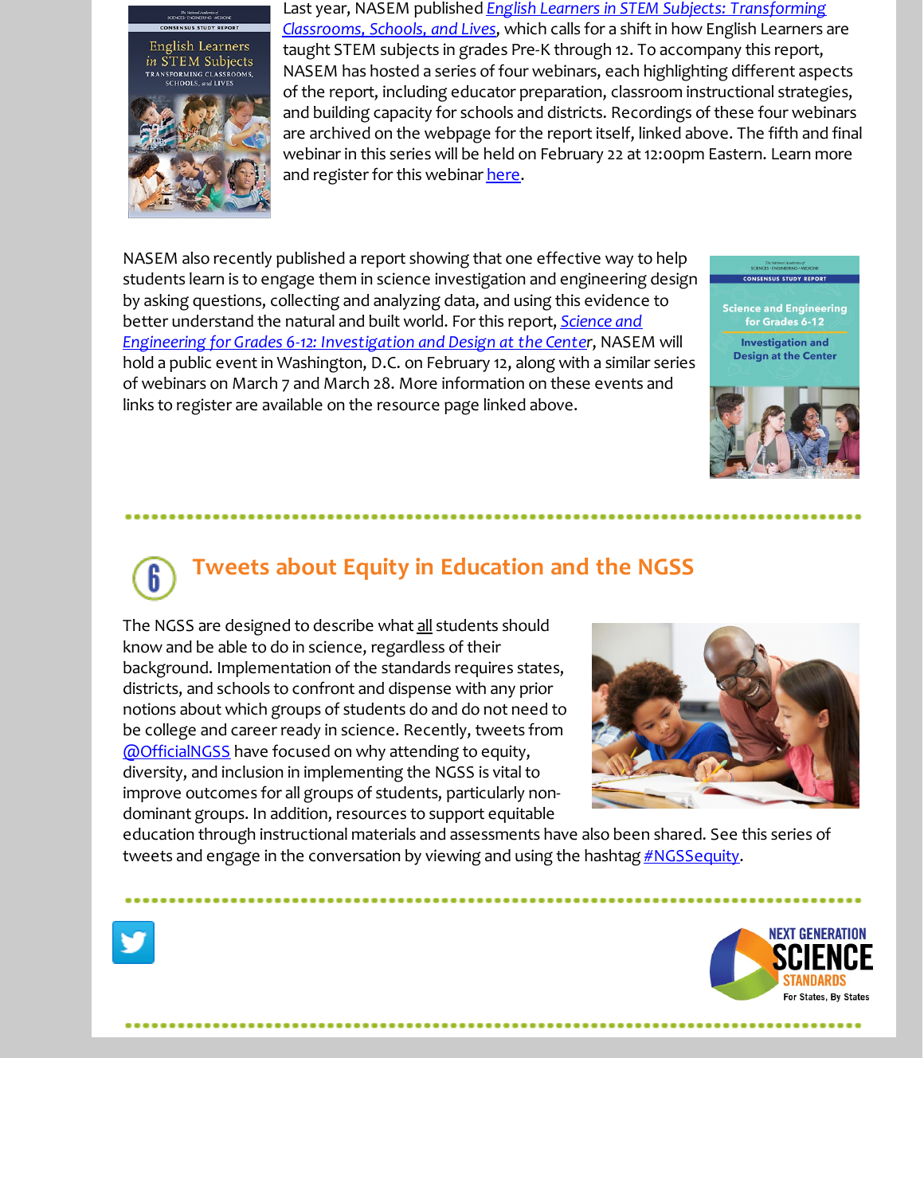Last year, NASEM published *English Learners in STEM Subjects: Transforming Classrooms, Schools, and Lives*, which calls for a shift in how English Learners are taught STEM subjects in grades Pre-K through 12. To accompany this report, NASEM has hosted a series of four webinars, each highlighting different aspects of the report, including educator preparation, classroom instructional strategies, and building capacity for schools and districts. Recordings of these four webinars are archived on the webpage for the report itself, linked above. The fifth and final webinar in this series will be held on February 22 at 12:00pm Eastern. Learn more and register for this webinar here.

NASEM also recently published a report showing that one effective way to help students learn is to engage them in science investigation and engineering design by asking questions, collecting and analyzing data, and using this evidence to better understand the natural and built world. For this report, *Science and Engineering for Grades 6-12: Investigation and Design at the Center*, NASEM will hold a public event in Washington, D.C. on February 12, along with a similar series of webinars on March 7 and March 28. More information on these events and links to register are available on the resource page linked above.

## 6 Tweets about Equity in Education and the NGSS

The NGSS are designed to describe what all students should know and be able to do in science, regardless of their background. Implementation of the standards requires states, districts, and schools to confront and dispense with any prior notions about which groups of students do and do not need to be college and career ready in science. Recently, tweets from @OfficialNGSS have focused on why attending to equity, diversity, and inclusion in implementing the NGSS is vital to improve outcomes for all groups of students, particularly non-dominant groups. In addition, resources to support equitable education through instructional materials and assessments have also been shared. See this series of tweets and engage in the conversation by viewing and using the hashtag #NGSSequity.